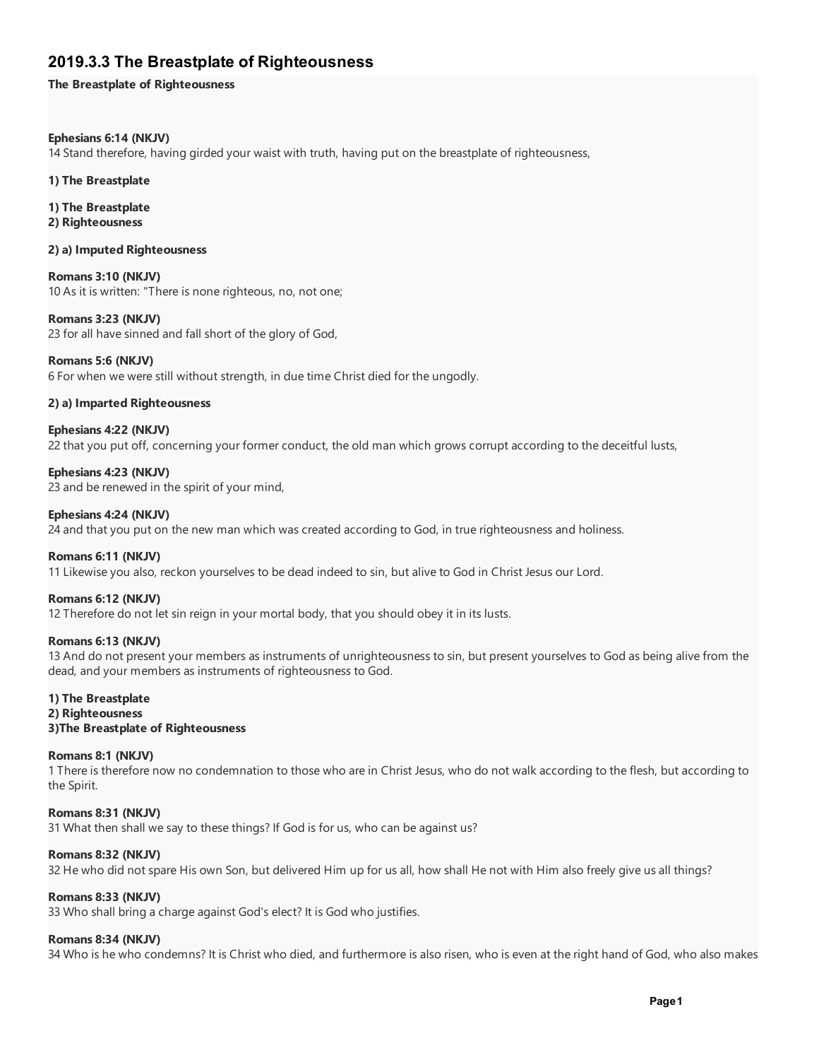# 2019.3.3 The Breastplate of Righteousness

**The Breastplate of Righteousness**

**Ephesians 6:14 (NKJV)**
14 Stand therefore, having girded your waist with truth, having put on the breastplate of righteousness,

**1) The Breastplate**

**1) The Breastplate**
**2) Righteousness**

**2) a) Imputed Righteousness**

**Romans 3:10 (NKJV)**
10 As it is written: "There is none righteous, no, not one;

**Romans 3:23 (NKJV)**
23 for all have sinned and fall short of the glory of God,

**Romans 5:6 (NKJV)**
6 For when we were still without strength, in due time Christ died for the ungodly.

**2) a) Imparted Righteousness**

**Ephesians 4:22 (NKJV)**
22 that you put off, concerning your former conduct, the old man which grows corrupt according to the deceitful lusts,

**Ephesians 4:23 (NKJV)**
23 and be renewed in the spirit of your mind,

**Ephesians 4:24 (NKJV)**
24 and that you put on the new man which was created according to God, in true righteousness and holiness.

**Romans 6:11 (NKJV)**
11 Likewise you also, reckon yourselves to be dead indeed to sin, but alive to God in Christ Jesus our Lord.

**Romans 6:12 (NKJV)**
12 Therefore do not let sin reign in your mortal body, that you should obey it in its lusts.

**Romans 6:13 (NKJV)**
13 And do not present your members as instruments of unrighteousness to sin, but present yourselves to God as being alive from the dead, and your members as instruments of righteousness to God.

**1) The Breastplate**
**2) Righteousness**
**3)The Breastplate of Righteousness**

**Romans 8:1 (NKJV)**
1 There is therefore now no condemnation to those who are in Christ Jesus, who do not walk according to the flesh, but according to the Spirit.

**Romans 8:31 (NKJV)**
31 What then shall we say to these things? If God is for us, who can be against us?

**Romans 8:32 (NKJV)**
32 He who did not spare His own Son, but delivered Him up for us all, how shall He not with Him also freely give us all things?

**Romans 8:33 (NKJV)**
33 Who shall bring a charge against God's elect? It is God who justifies.

**Romans 8:34 (NKJV)**
34 Who is he who condemns? It is Christ who died, and furthermore is also risen, who is even at the right hand of God, who also makes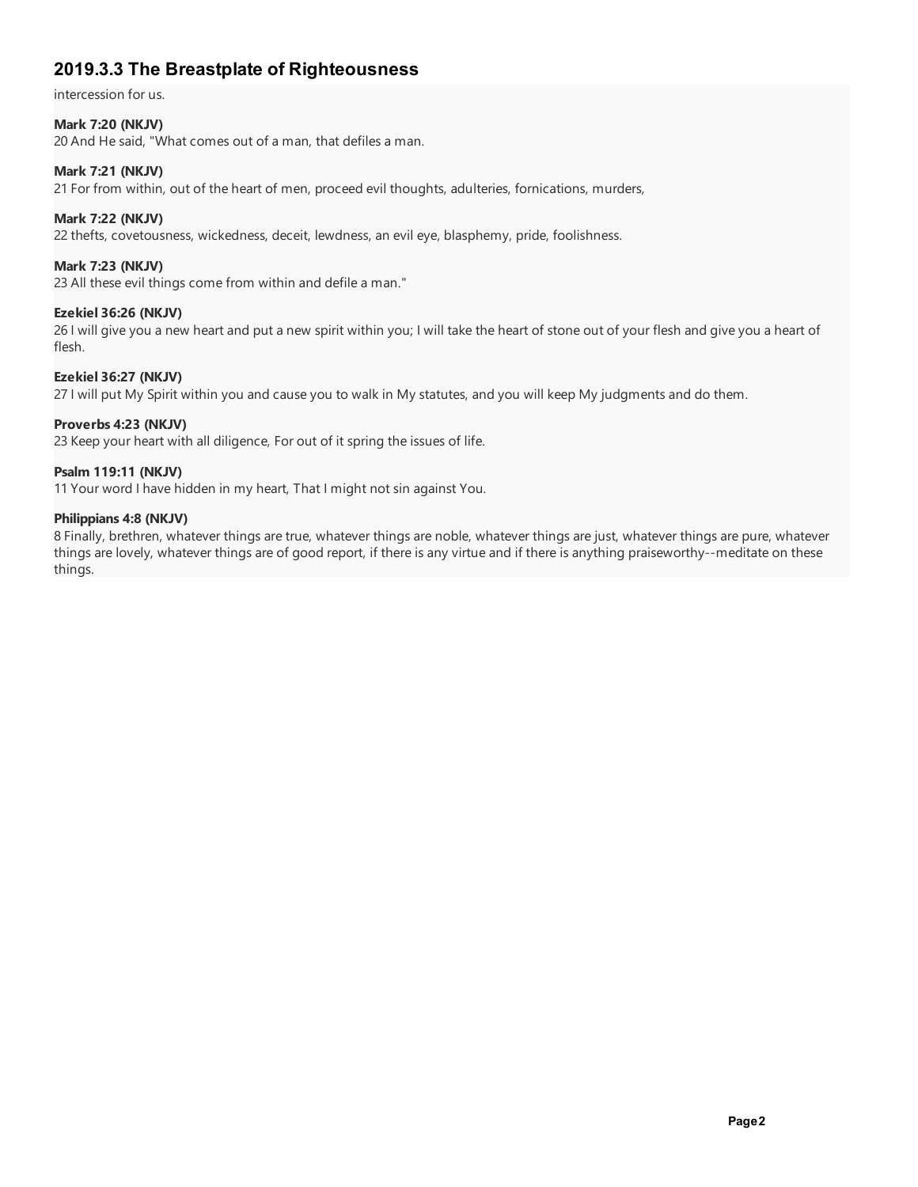intercession for us.

**Mark 7:20 (NKJV)**
20 And He said, "What comes out of a man, that defiles a man.

**Mark 7:21 (NKJV)**
21 For from within, out of the heart of men, proceed evil thoughts, adulteries, fornications, murders,

**Mark 7:22 (NKJV)**
22 thefts, covetousness, wickedness, deceit, lewdness, an evil eye, blasphemy, pride, foolishness.

**Mark 7:23 (NKJV)**
23 All these evil things come from within and defile a man."

**Ezekiel 36:26 (NKJV)**
26 I will give you a new heart and put a new spirit within you; I will take the heart of stone out of your flesh and give you a heart of flesh.

**Ezekiel 36:27 (NKJV)**
27 I will put My Spirit within you and cause you to walk in My statutes, and you will keep My judgments and do them.

**Proverbs 4:23 (NKJV)**
23 Keep your heart with all diligence, For out of it spring the issues of life.

**Psalm 119:11 (NKJV)**
11 Your word I have hidden in my heart, That I might not sin against You.

**Philippians 4:8 (NKJV)**
8 Finally, brethren, whatever things are true, whatever things are noble, whatever things are just, whatever things are pure, whatever things are lovely, whatever things are of good report, if there is any virtue and if there is anything praiseworthy--meditate on these things.